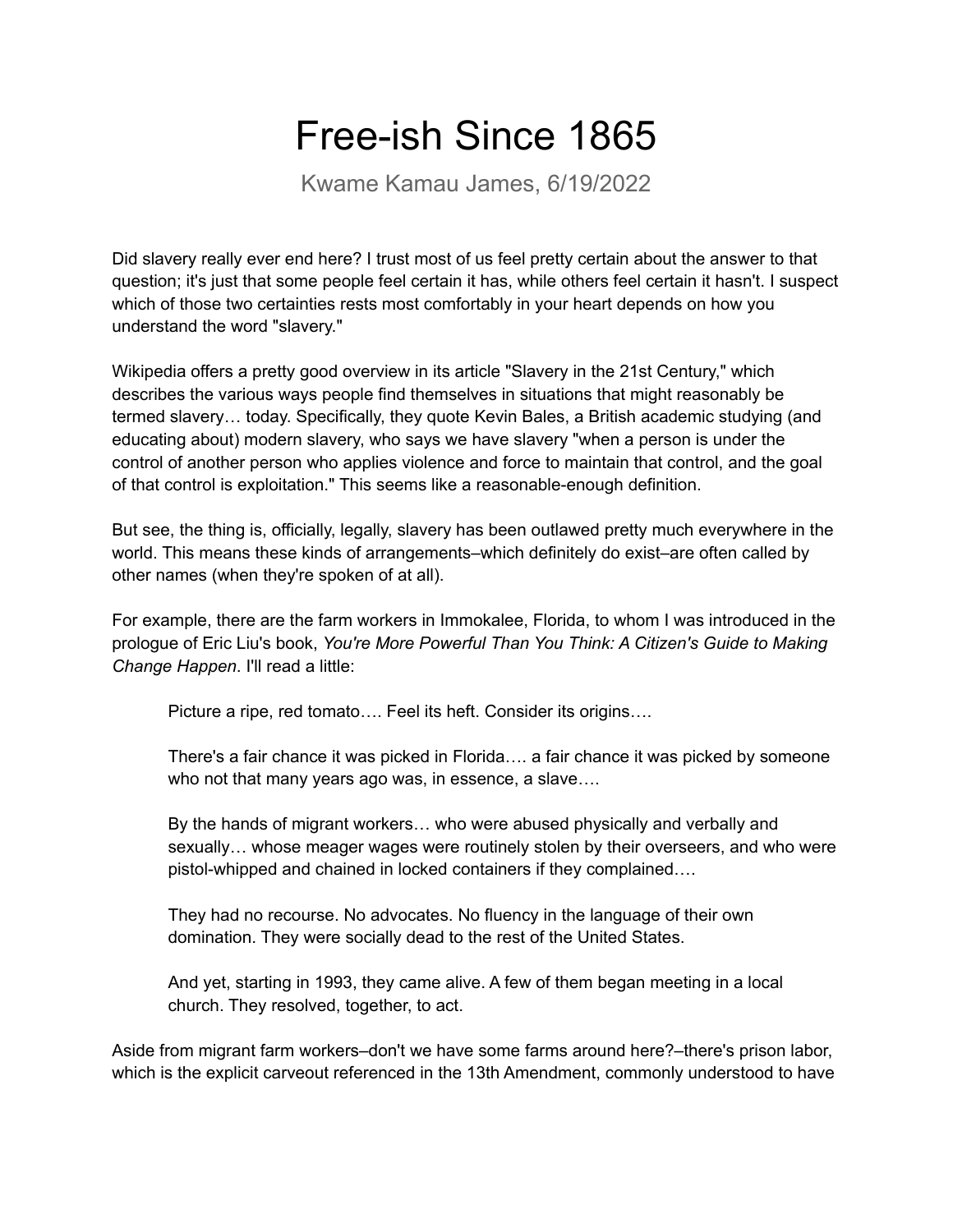# Free-ish Since 1865

Kwame Kamau James, 6/19/2022

Did slavery really ever end here? I trust most of us feel pretty certain about the answer to that question; it's just that some people feel certain it has, while others feel certain it hasn't. I suspect which of those two certainties rests most comfortably in your heart depends on how you understand the word "slavery."

Wikipedia offers a pretty good overview in its article "Slavery in the 21st Century," which describes the various ways people find themselves in situations that might reasonably be termed slavery… today. Specifically, they quote Kevin Bales, a British academic studying (and educating about) modern slavery, who says we have slavery "when a person is under the control of another person who applies violence and force to maintain that control, and the goal of that control is exploitation." This seems like a reasonable-enough definition.

But see, the thing is, officially, legally, slavery has been outlawed pretty much everywhere in the world. This means these kinds of arrangements–which definitely do exist–are often called by other names (when they're spoken of at all).

For example, there are the farm workers in Immokalee, Florida, to whom I was introduced in the prologue of Eric Liu's book, *You're More Powerful Than You Think: A Citizen's Guide to Making Change Happen*. I'll read a little:

> Picture a ripe, red tomato…. Feel its heft. Consider its origins….
>
> There's a fair chance it was picked in Florida…. a fair chance it was picked by someone who not that many years ago was, in essence, a slave….
>
> By the hands of migrant workers… who were abused physically and verbally and sexually… whose meager wages were routinely stolen by their overseers, and who were pistol-whipped and chained in locked containers if they complained….
>
> They had no recourse. No advocates. No fluency in the language of their own domination. They were socially dead to the rest of the United States.
>
> And yet, starting in 1993, they came alive. A few of them began meeting in a local church. They resolved, together, to act.

Aside from migrant farm workers–don't we have some farms around here?–there's prison labor, which is the explicit carveout referenced in the 13th Amendment, commonly understood to have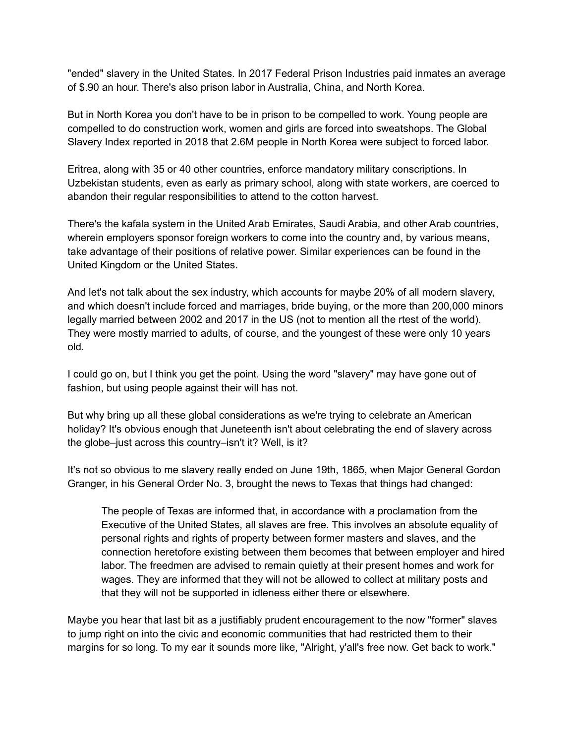"ended" slavery in the United States. In 2017 Federal Prison Industries paid inmates an average of $.90 an hour. There's also prison labor in Australia, China, and North Korea.

But in North Korea you don't have to be in prison to be compelled to work. Young people are compelled to do construction work, women and girls are forced into sweatshops. The Global Slavery Index reported in 2018 that 2.6M people in North Korea were subject to forced labor.

Eritrea, along with 35 or 40 other countries, enforce mandatory military conscriptions. In Uzbekistan students, even as early as primary school, along with state workers, are coerced to abandon their regular responsibilities to attend to the cotton harvest.

There's the kafala system in the United Arab Emirates, Saudi Arabia, and other Arab countries, wherein employers sponsor foreign workers to come into the country and, by various means, take advantage of their positions of relative power. Similar experiences can be found in the United Kingdom or the United States.

And let's not talk about the sex industry, which accounts for maybe 20% of all modern slavery, and which doesn't include forced and marriages, bride buying, or the more than 200,000 minors legally married between 2002 and 2017 in the US (not to mention all the rtest of the world). They were mostly married to adults, of course, and the youngest of these were only 10 years old.

I could go on, but I think you get the point. Using the word "slavery" may have gone out of fashion, but using people against their will has not.

But why bring up all these global considerations as we're trying to celebrate an American holiday? It's obvious enough that Juneteenth isn't about celebrating the end of slavery across the globe–just across this country–isn't it? Well, is it?

It's not so obvious to me slavery really ended on June 19th, 1865, when Major General Gordon Granger, in his General Order No. 3, brought the news to Texas that things had changed:

> The people of Texas are informed that, in accordance with a proclamation from the Executive of the United States, all slaves are free. This involves an absolute equality of personal rights and rights of property between former masters and slaves, and the connection heretofore existing between them becomes that between employer and hired labor. The freedmen are advised to remain quietly at their present homes and work for wages. They are informed that they will not be allowed to collect at military posts and that they will not be supported in idleness either there or elsewhere.

Maybe you hear that last bit as a justifiably prudent encouragement to the now "former" slaves to jump right on into the civic and economic communities that had restricted them to their margins for so long. To my ear it sounds more like, "Alright, y'all's free now. Get back to work."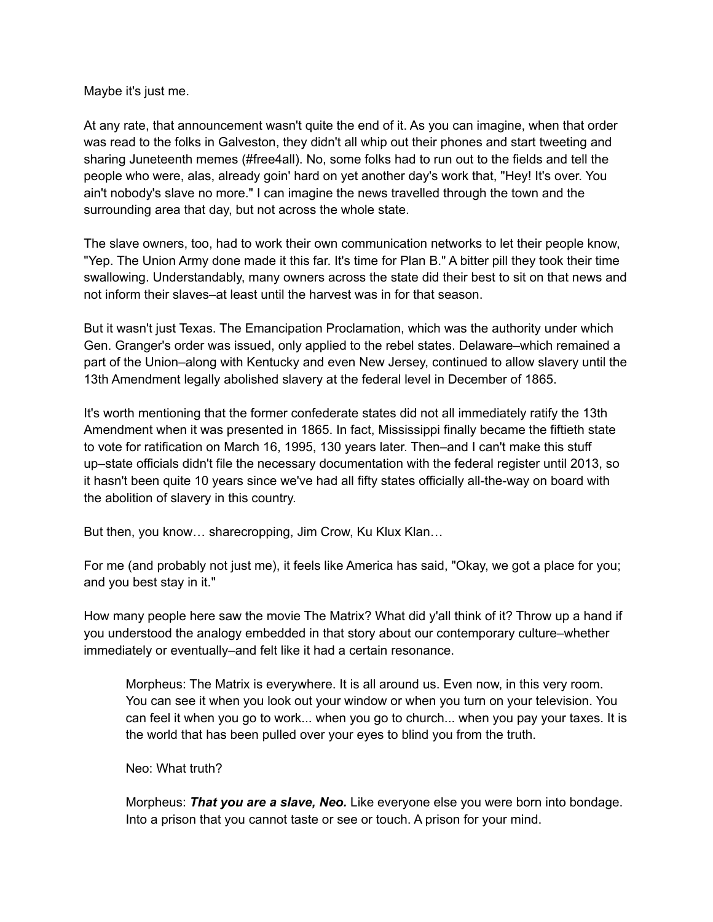Maybe it's just me.

At any rate, that announcement wasn't quite the end of it. As you can imagine, when that order was read to the folks in Galveston, they didn't all whip out their phones and start tweeting and sharing Juneteenth memes (#free4all). No, some folks had to run out to the fields and tell the people who were, alas, already goin' hard on yet another day's work that, "Hey! It's over. You ain't nobody's slave no more." I can imagine the news travelled through the town and the surrounding area that day, but not across the whole state.

The slave owners, too, had to work their own communication networks to let their people know, "Yep. The Union Army done made it this far. It's time for Plan B." A bitter pill they took their time swallowing. Understandably, many owners across the state did their best to sit on that news and not inform their slaves–at least until the harvest was in for that season.

But it wasn't just Texas. The Emancipation Proclamation, which was the authority under which Gen. Granger's order was issued, only applied to the rebel states. Delaware–which remained a part of the Union–along with Kentucky and even New Jersey, continued to allow slavery until the 13th Amendment legally abolished slavery at the federal level in December of 1865.

It's worth mentioning that the former confederate states did not all immediately ratify the 13th Amendment when it was presented in 1865. In fact, Mississippi finally became the fiftieth state to vote for ratification on March 16, 1995, 130 years later. Then–and I can't make this stuff up–state officials didn't file the necessary documentation with the federal register until 2013, so it hasn't been quite 10 years since we've had all fifty states officially all-the-way on board with the abolition of slavery in this country.

But then, you know… sharecropping, Jim Crow, Ku Klux Klan…

For me (and probably not just me), it feels like America has said, "Okay, we got a place for you; and you best stay in it."

How many people here saw the movie The Matrix? What did y'all think of it? Throw up a hand if you understood the analogy embedded in that story about our contemporary culture–whether immediately or eventually–and felt like it had a certain resonance.

> Morpheus: The Matrix is everywhere. It is all around us. Even now, in this very room. You can see it when you look out your window or when you turn on your television. You can feel it when you go to work... when you go to church... when you pay your taxes. It is the world that has been pulled over your eyes to blind you from the truth.
>
> Neo: What truth?
>
> Morpheus: ***That you are a slave, Neo.*** Like everyone else you were born into bondage. Into a prison that you cannot taste or see or touch. A prison for your mind.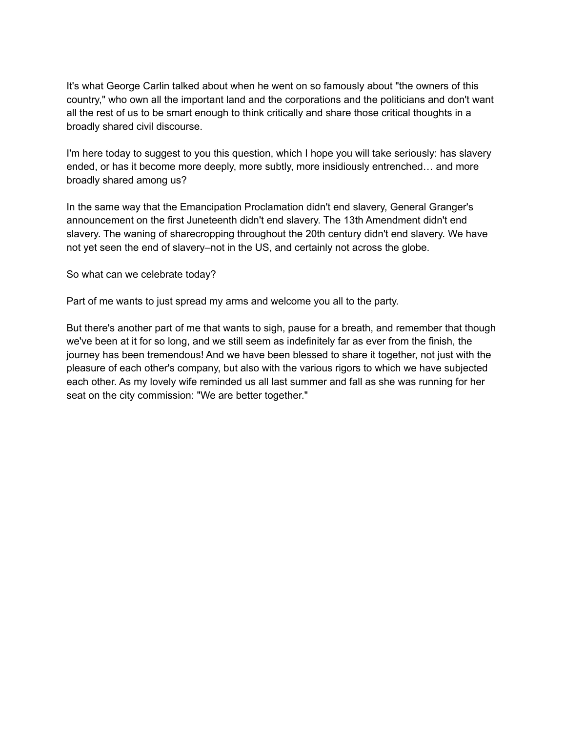It's what George Carlin talked about when he went on so famously about "the owners of this country," who own all the important land and the corporations and the politicians and don't want all the rest of us to be smart enough to think critically and share those critical thoughts in a broadly shared civil discourse.

I'm here today to suggest to you this question, which I hope you will take seriously: has slavery ended, or has it become more deeply, more subtly, more insidiously entrenched… and more broadly shared among us?

In the same way that the Emancipation Proclamation didn't end slavery, General Granger's announcement on the first Juneteenth didn't end slavery. The 13th Amendment didn't end slavery. The waning of sharecropping throughout the 20th century didn't end slavery. We have not yet seen the end of slavery–not in the US, and certainly not across the globe.

So what can we celebrate today?

Part of me wants to just spread my arms and welcome you all to the party.

But there's another part of me that wants to sigh, pause for a breath, and remember that though we've been at it for so long, and we still seem as indefinitely far as ever from the finish, the journey has been tremendous! And we have been blessed to share it together, not just with the pleasure of each other's company, but also with the various rigors to which we have subjected each other. As my lovely wife reminded us all last summer and fall as she was running for her seat on the city commission: "We are better together."